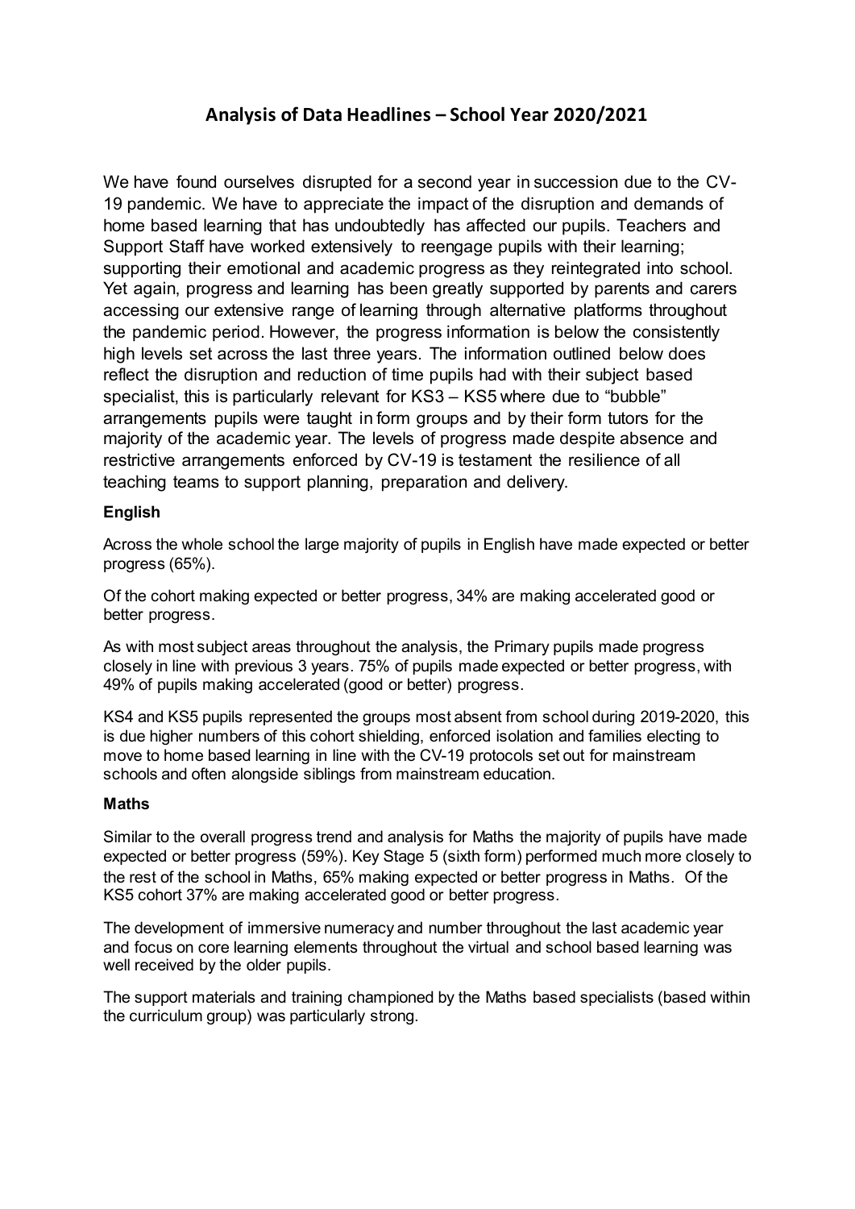# Analysis of Data Headlines – School Year 2020/2021

We have found ourselves disrupted for a second year in succession due to the CV-19 pandemic. We have to appreciate the impact of the disruption and demands of home based learning that has undoubtedly has affected our pupils. Teachers and Support Staff have worked extensively to reengage pupils with their learning; supporting their emotional and academic progress as they reintegrated into school. Yet again, progress and learning has been greatly supported by parents and carers accessing our extensive range of learning through alternative platforms throughout the pandemic period. However, the progress information is below the consistently high levels set across the last three years. The information outlined below does reflect the disruption and reduction of time pupils had with their subject based specialist, this is particularly relevant for KS3 – KS5 where due to "bubble" arrangements pupils were taught in form groups and by their form tutors for the majority of the academic year. The levels of progress made despite absence and restrictive arrangements enforced by CV-19 is testament the resilience of all teaching teams to support planning, preparation and delivery.

**English**

Across the whole school the large majority of pupils in English have made expected or better progress (65%).

Of the cohort making expected or better progress, 34% are making accelerated good or better progress.

As with most subject areas throughout the analysis, the Primary pupils made progress closely in line with previous 3 years. 75% of pupils made expected or better progress, with 49% of pupils making accelerated (good or better) progress.

KS4 and KS5 pupils represented the groups most absent from school during 2019-2020, this is due higher numbers of this cohort shielding, enforced isolation and families electing to move to home based learning in line with the CV-19 protocols set out for mainstream schools and often alongside siblings from mainstream education.

**Maths**

Similar to the overall progress trend and analysis for Maths the majority of pupils have made expected or better progress (59%). Key Stage 5 (sixth form) performed much more closely to the rest of the school in Maths, 65% making expected or better progress in Maths. Of the KS5 cohort 37% are making accelerated good or better progress.

The development of immersive numeracy and number throughout the last academic year and focus on core learning elements throughout the virtual and school based learning was well received by the older pupils.

The support materials and training championed by the Maths based specialists (based within the curriculum group) was particularly strong.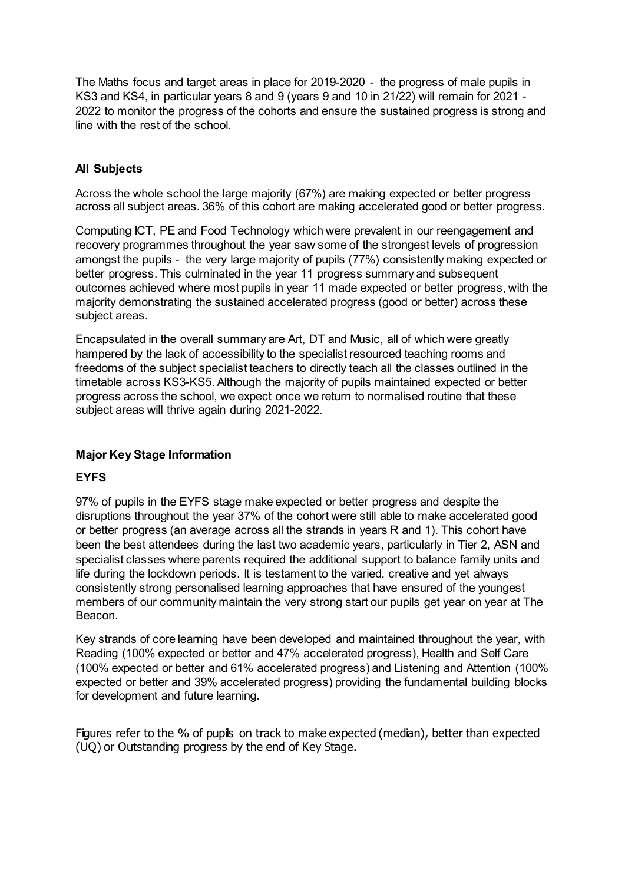The Maths focus and target areas in place for 2019-2020 - the progress of male pupils in KS3 and KS4, in particular years 8 and 9 (years 9 and 10 in 21/22) will remain for 2021 - 2022 to monitor the progress of the cohorts and ensure the sustained progress is strong and line with the rest of the school.

**All Subjects**

Across the whole school the large majority (67%) are making expected or better progress across all subject areas. 36% of this cohort are making accelerated good or better progress.

Computing ICT, PE and Food Technology which were prevalent in our reengagement and recovery programmes throughout the year saw some of the strongest levels of progression amongst the pupils - the very large majority of pupils (77%) consistently making expected or better progress. This culminated in the year 11 progress summary and subsequent outcomes achieved where most pupils in year 11 made expected or better progress, with the majority demonstrating the sustained accelerated progress (good or better) across these subject areas.

Encapsulated in the overall summary are Art, DT and Music, all of which were greatly hampered by the lack of accessibility to the specialist resourced teaching rooms and freedoms of the subject specialist teachers to directly teach all the classes outlined in the timetable across KS3-KS5. Although the majority of pupils maintained expected or better progress across the school, we expect once we return to normalised routine that these subject areas will thrive again during 2021-2022.

**Major Key Stage Information**

**EYFS**

97% of pupils in the EYFS stage make expected or better progress and despite the disruptions throughout the year 37% of the cohort were still able to make accelerated good or better progress (an average across all the strands in years R and 1). This cohort have been the best attendees during the last two academic years, particularly in Tier 2, ASN and specialist classes where parents required the additional support to balance family units and life during the lockdown periods. It is testament to the varied, creative and yet always consistently strong personalised learning approaches that have ensured of the youngest members of our community maintain the very strong start our pupils get year on year at The Beacon.

Key strands of core learning have been developed and maintained throughout the year, with Reading (100% expected or better and 47% accelerated progress), Health and Self Care (100% expected or better and 61% accelerated progress) and Listening and Attention (100% expected or better and 39% accelerated progress) providing the fundamental building blocks for development and future learning.

Figures refer to the % of pupils on track to make expected (median), better than expected (UQ) or Outstanding progress by the end of Key Stage.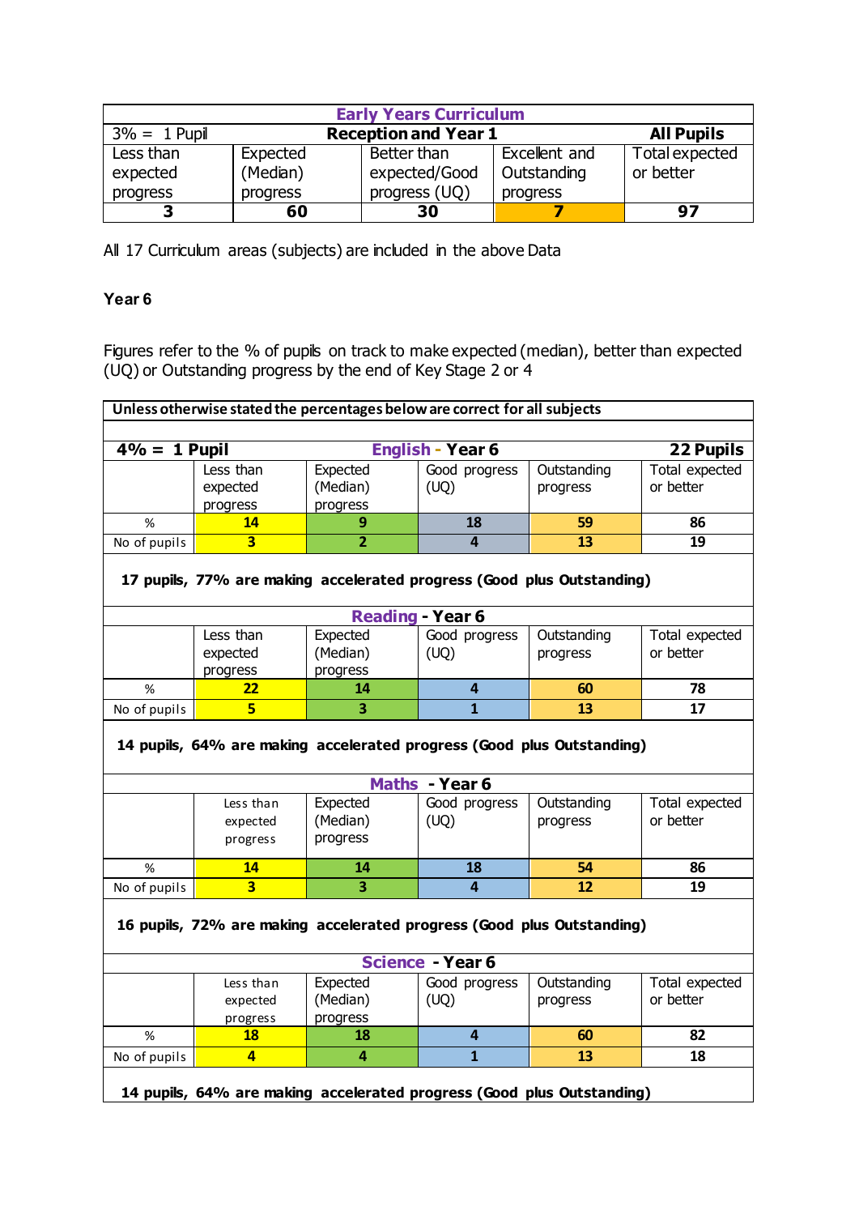| Early Years Curriculum | | | | |
|---|---|---|---|---|
| 3% = 1 Pupil | Reception and Year 1 | | | All Pupils |
| Less than expected progress | Expected (Median) progress | Better than expected/Good progress (UQ) | Excellent and Outstanding progress | Total expected or better |
| **3** | **60** | **30** | **7** | **97** |

All 17 Curriculum areas (subjects) are included in the above Data

**Year 6**

Figures refer to the % of pupils on track to make expected (median), better than expected (UQ) or Outstanding progress by the end of Key Stage 2 or 4

**Unless otherwise stated the percentages below are correct for all subjects**

| 4% = 1 Pupil | English - Year 6 | | | | 22 Pupils |
|---|---|---|---|---|---|
| | Less than expected progress | Expected (Median) progress | Good progress (UQ) | Outstanding progress | Total expected or better |
| % | **14** | **9** | **18** | **59** | **86** |
| No of pupils | **3** | **2** | **4** | **13** | **19** |

**17 pupils, 77% are making accelerated progress (Good plus Outstanding)**

| Reading - Year 6 | | | | | |
|---|---|---|---|---|---|
| | Less than expected progress | Expected (Median) progress | Good progress (UQ) | Outstanding progress | Total expected or better |
| % | **22** | **14** | **4** | **60** | **78** |
| No of pupils | **5** | **3** | **1** | **13** | **17** |

**14 pupils, 64% are making accelerated progress (Good plus Outstanding)**

| Maths - Year 6 | | | | | |
|---|---|---|---|---|---|
| | Less than expected progress | Expected (Median) progress | Good progress (UQ) | Outstanding progress | Total expected or better |
| % | **14** | **14** | **18** | **54** | **86** |
| No of pupils | **3** | **3** | **4** | **12** | **19** |

**16 pupils, 72% are making accelerated progress (Good plus Outstanding)**

| Science - Year 6 | | | | | |
|---|---|---|---|---|---|
| | Less than expected progress | Expected (Median) progress | Good progress (UQ) | Outstanding progress | Total expected or better |
| % | **18** | **18** | **4** | **60** | **82** |
| No of pupils | **4** | **4** | **1** | **13** | **18** |

**14 pupils, 64% are making accelerated progress (Good plus Outstanding)**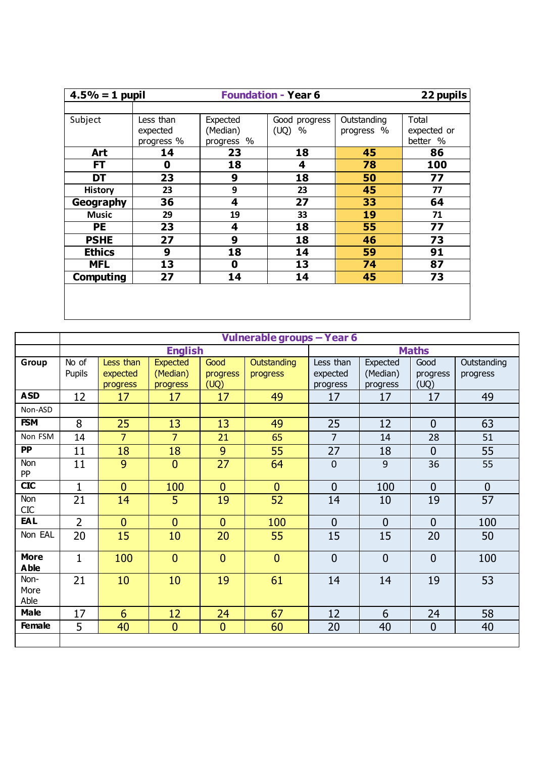| 4.5% = 1 pupil | Foundation - Year 6 | | | | 22 pupils |
|---|---|---|---|---|---|
| Subject | Less than expected progress % | Expected (Median) progress % | Good progress (UQ) % | Outstanding progress % | Total expected or better % |
| **Art** | **14** | **23** | **18** | **45** | **86** |
| **FT** | **0** | **18** | **4** | **78** | **100** |
| **DT** | **23** | **9** | **18** | **50** | **77** |
| **History** | **23** | **9** | **23** | **45** | **77** |
| **Geography** | **36** | **4** | **27** | **33** | **64** |
| **Music** | **29** | **19** | **33** | **19** | **71** |
| **PE** | **23** | **4** | **18** | **55** | **77** |
| **PSHE** | **27** | **9** | **18** | **46** | **73** |
| **Ethics** | **9** | **18** | **14** | **59** | **91** |
| **MFL** | **13** | **0** | **13** | **74** | **87** |
| **Computing** | **27** | **14** | **14** | **45** | **73** |

| | Vulnerable groups – Year 6 | | | | | | | | |
|---|---|---|---|---|---|---|---|---|---|
| | English | | | | | Maths | | | |
| **Group** | No of Pupils | Less than expected progress | Expected (Median) progress | Good progress (UQ) | Outstanding progress | Less than expected progress | Expected (Median) progress | Good progress (UQ) | Outstanding progress |
| **ASD** | 12 | 17 | 17 | 17 | 49 | 17 | 17 | 17 | 49 |
| Non-ASD | | | | | | | | | |
| **FSM** | 8 | 25 | 13 | 13 | 49 | 25 | 12 | 0 | 63 |
| Non FSM | 14 | 7 | 7 | 21 | 65 | 7 | 14 | 28 | 51 |
| **PP** | 11 | 18 | 18 | 9 | 55 | 27 | 18 | 0 | 55 |
| Non PP | 11 | 9 | 0 | 27 | 64 | 0 | 9 | 36 | 55 |
| **CIC** | 1 | 0 | 100 | 0 | 0 | 0 | 100 | 0 | 0 |
| Non CIC | 21 | 14 | 5 | 19 | 52 | 14 | 10 | 19 | 57 |
| **EAL** | 2 | 0 | 0 | 0 | 100 | 0 | 0 | 0 | 100 |
| Non EAL | 20 | 15 | 10 | 20 | 55 | 15 | 15 | 20 | 50 |
| **More Able** | 1 | 100 | 0 | 0 | 0 | 0 | 0 | 0 | 100 |
| Non-More Able | 21 | 10 | 10 | 19 | 61 | 14 | 14 | 19 | 53 |
| **Male** | 17 | 6 | 12 | 24 | 67 | 12 | 6 | 24 | 58 |
| **Female** | 5 | 40 | 0 | 0 | 60 | 20 | 40 | 0 | 40 |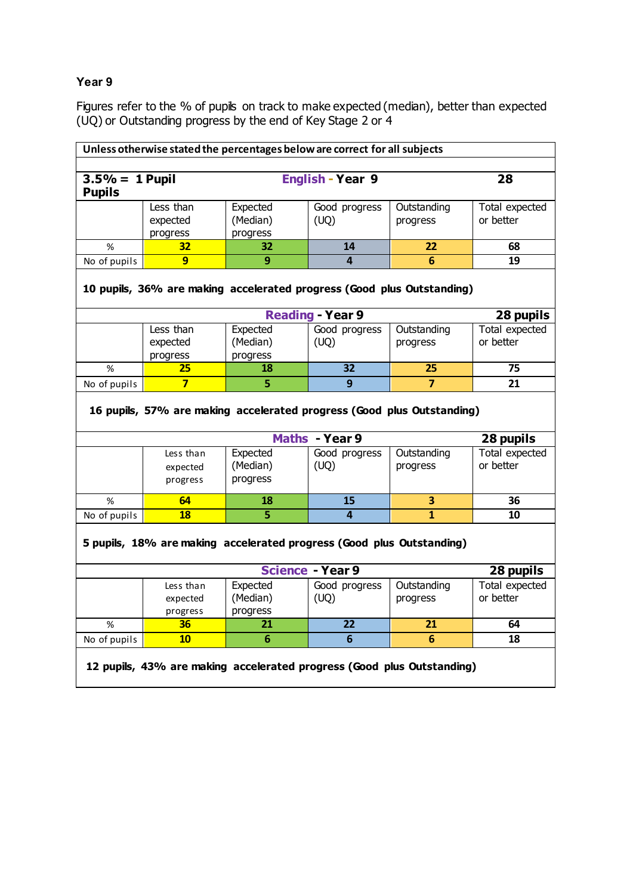### Year 9

Figures refer to the % of pupils on track to make expected (median), better than expected (UQ) or Outstanding progress by the end of Key Stage 2 or 4

**Unless otherwise stated the percentages below are correct for all subjects**

| **3.5% = 1 Pupil** | **English - Year 9** | | | | **28 Pupils** |
|---|---|---|---|---|---|
| | Less than expected progress | Expected (Median) progress | Good progress (UQ) | Outstanding progress | Total expected or better |
| % | **32** | **32** | **14** | **22** | **68** |
| No of pupils | **9** | **9** | **4** | **6** | **19** |

**10 pupils, 36% are making accelerated progress (Good plus Outstanding)**

| | **Reading - Year 9** | | | | **28 pupils** |
|---|---|---|---|---|---|
| | Less than expected progress | Expected (Median) progress | Good progress (UQ) | Outstanding progress | Total expected or better |
| % | **25** | **18** | **32** | **25** | **75** |
| No of pupils | **7** | **5** | **9** | **7** | **21** |

**16 pupils, 57% are making accelerated progress (Good plus Outstanding)**

| | **Maths - Year 9** | | | | **28 pupils** |
|---|---|---|---|---|---|
| | Less than expected progress | Expected (Median) progress | Good progress (UQ) | Outstanding progress | Total expected or better |
| % | **64** | **18** | **15** | **3** | **36** |
| No of pupils | **18** | **5** | **4** | **1** | **10** |

**5 pupils, 18% are making accelerated progress (Good plus Outstanding)**

| | **Science - Year 9** | | | | **28 pupils** |
|---|---|---|---|---|---|
| | Less than expected progress | Expected (Median) progress | Good progress (UQ) | Outstanding progress | Total expected or better |
| % | **36** | **21** | **22** | **21** | **64** |
| No of pupils | **10** | **6** | **6** | **6** | **18** |

**12 pupils, 43% are making accelerated progress (Good plus Outstanding)**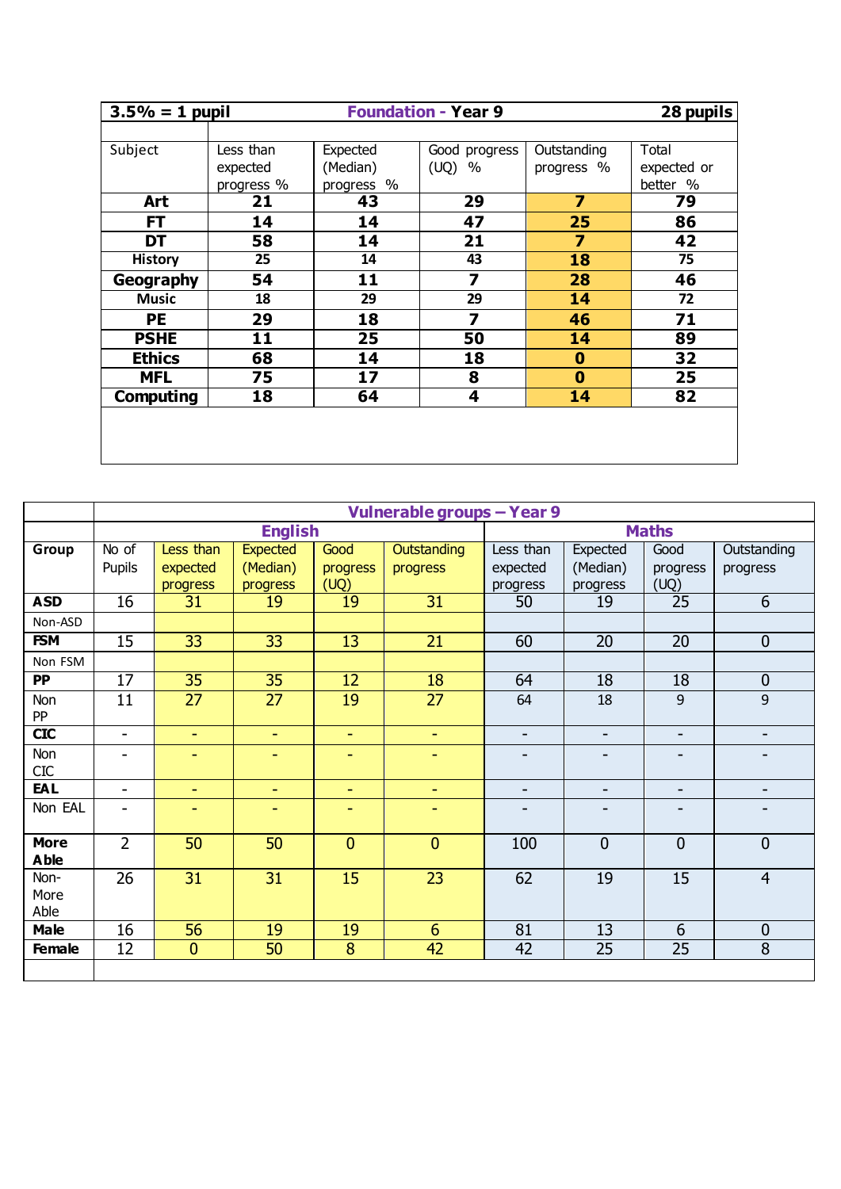| 3.5% = 1 pupil | Foundation - Year 9 | | | | 28 pupils |
|---|---|---|---|---|---|
| Subject | Less than expected progress % | Expected (Median) progress % | Good progress (UQ) % | Outstanding progress % | Total expected or better % |
| **Art** | **21** | **43** | **29** | **7** | **79** |
| **FT** | **14** | **14** | **47** | **25** | **86** |
| **DT** | **58** | **14** | **21** | **7** | **42** |
| **History** | **25** | **14** | **43** | **18** | **75** |
| **Geography** | **54** | **11** | **7** | **28** | **46** |
| **Music** | **18** | **29** | **29** | **14** | **72** |
| **PE** | **29** | **18** | **7** | **46** | **71** |
| **PSHE** | **11** | **25** | **50** | **14** | **89** |
| **Ethics** | **68** | **14** | **18** | **0** | **32** |
| **MFL** | **75** | **17** | **8** | **0** | **25** |
| **Computing** | **18** | **64** | **4** | **14** | **82** |

| | Vulnerable groups – Year 9 | | | | | | | | |
|---|---|---|---|---|---|---|---|---|---|
| | | English | | | | Maths | | | |
| **Group** | No of Pupils | Less than expected progress | Expected (Median) progress | Good progress (UQ) | Outstanding progress | Less than expected progress | Expected (Median) progress | Good progress (UQ) | Outstanding progress |
| **ASD** | 16 | 31 | 19 | 19 | 31 | 50 | 19 | 25 | 6 |
| Non-ASD | | | | | | | | | |
| **FSM** | 15 | 33 | 33 | 13 | 21 | 60 | 20 | 20 | 0 |
| Non FSM | | | | | | | | | |
| **PP** | 17 | 35 | 35 | 12 | 18 | 64 | 18 | 18 | 0 |
| Non PP | 11 | 27 | 27 | 19 | 27 | 64 | 18 | 9 | 9 |
| **CIC** | - | - | - | - | - | - | - | - | - |
| Non CIC | - | - | - | - | - | - | - | - | - |
| **EAL** | - | - | - | - | - | - | - | - | - |
| Non EAL | - | - | - | - | - | - | - | - | - |
| **More Able** | 2 | 50 | 50 | 0 | 0 | 100 | 0 | 0 | 0 |
| Non-More Able | 26 | 31 | 31 | 15 | 23 | 62 | 19 | 15 | 4 |
| **Male** | 16 | 56 | 19 | 19 | 6 | 81 | 13 | 6 | 0 |
| **Female** | 12 | 0 | 50 | 8 | 42 | 42 | 25 | 25 | 8 |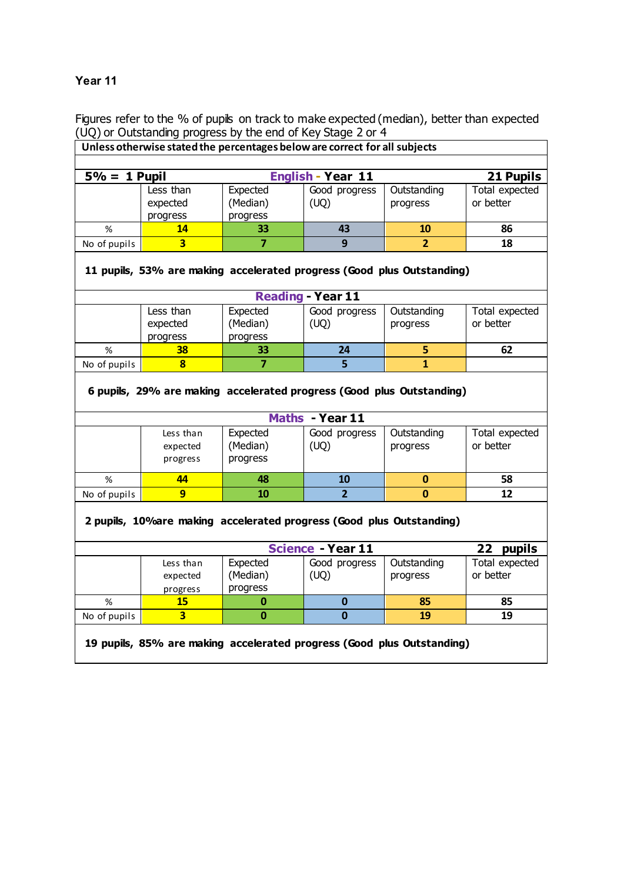## Year 11

Figures refer to the % of pupils on track to make expected (median), better than expected (UQ) or Outstanding progress by the end of Key Stage 2 or 4

**Unless otherwise stated the percentages below are correct for all subjects**

| **5% = 1 Pupil** | | **English - Year 11** | | | **21 Pupils** |
|---|---|---|---|---|---|
| | Less than expected progress | Expected (Median) progress | Good progress (UQ) | Outstanding progress | Total expected or better |
| % | **14** | **33** | **43** | **10** | **86** |
| No of pupils | **3** | **7** | **9** | **2** | **18** |

**11 pupils, 53% are making accelerated progress (Good plus Outstanding)**

| | | **Reading - Year 11** | | | |
|---|---|---|---|---|---|
| | Less than expected progress | Expected (Median) progress | Good progress (UQ) | Outstanding progress | Total expected or better |
| % | **38** | **33** | **24** | **5** | **62** |
| No of pupils | **8** | **7** | **5** | **1** | |

**6 pupils, 29% are making accelerated progress (Good plus Outstanding)**

| | | **Maths - Year 11** | | | |
|---|---|---|---|---|---|
| | Less than expected progress | Expected (Median) progress | Good progress (UQ) | Outstanding progress | Total expected or better |
| % | **44** | **48** | **10** | **0** | **58** |
| No of pupils | **9** | **10** | **2** | **0** | **12** |

**2 pupils, 10%are making accelerated progress (Good plus Outstanding)**

| | | **Science - Year 11** | | | **22 pupils** |
|---|---|---|---|---|---|
| | Less than expected progress | Expected (Median) progress | Good progress (UQ) | Outstanding progress | Total expected or better |
| % | **15** | **0** | **0** | **85** | **85** |
| No of pupils | **3** | **0** | **0** | **19** | **19** |

**19 pupils, 85% are making accelerated progress (Good plus Outstanding)**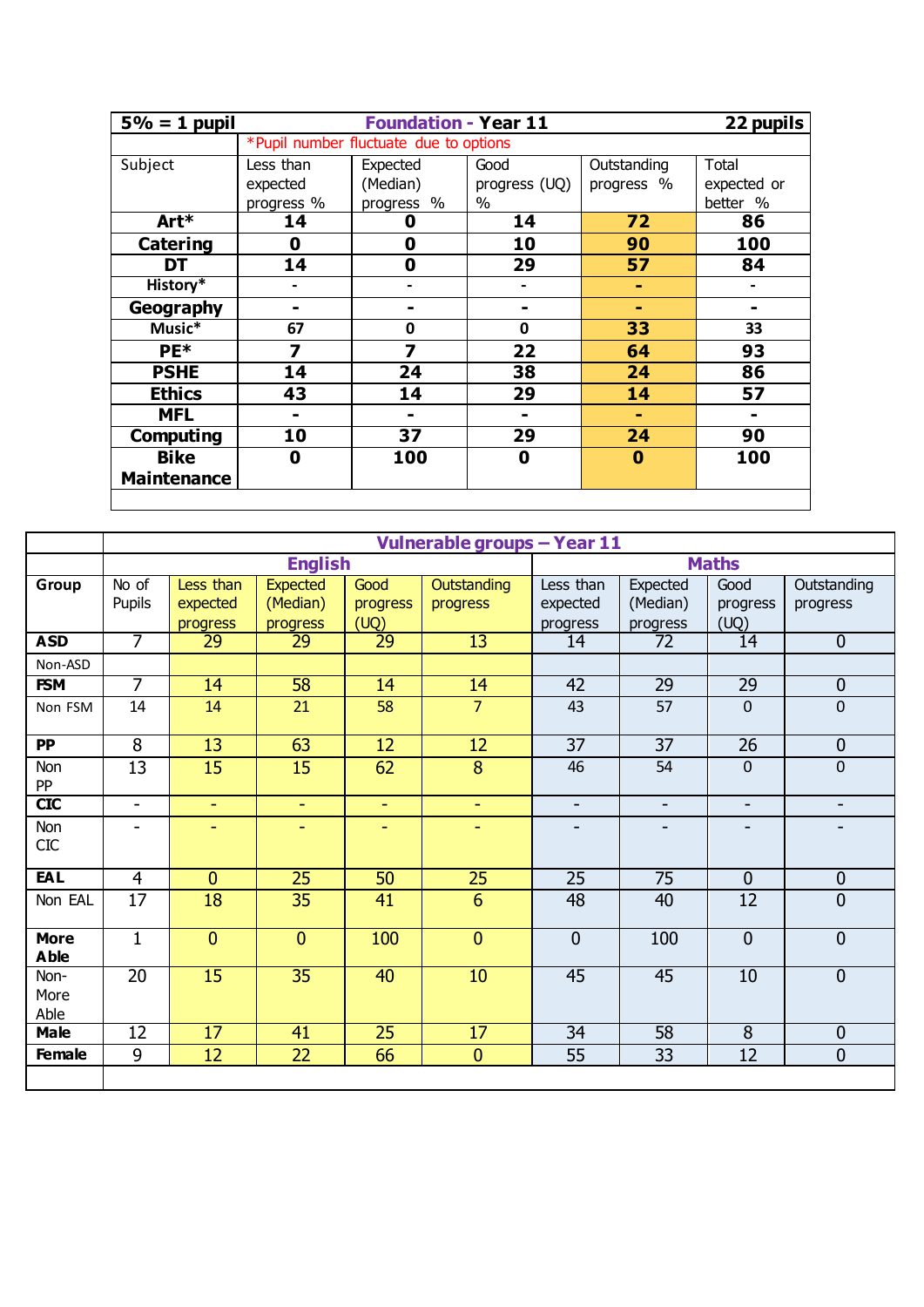| 5% = 1 pupil | Foundation - Year 11 | | | | 22 pupils |
|---|---|---|---|---|---|
| | *Pupil number fluctuate due to options | | | | |
| Subject | Less than expected progress % | Expected (Median) progress % | Good progress (UQ) % | Outstanding progress % | Total expected or better % |
| **Art*** | **14** | **0** | **14** | **72** | **86** |
| **Catering** | **0** | **0** | **10** | **90** | **100** |
| **DT** | **14** | **0** | **29** | **57** | **84** |
| **History*** | - | - | - | - | - |
| **Geography** | **-** | **-** | **-** | **-** | **-** |
| **Music*** | 67 | 0 | 0 | **33** | 33 |
| **PE*** | **7** | **7** | **22** | **64** | **93** |
| **PSHE** | **14** | **24** | **38** | **24** | **86** |
| **Ethics** | **43** | **14** | **29** | **14** | **57** |
| **MFL** | **-** | **-** | **-** | **-** | **-** |
| **Computing** | **10** | **37** | **29** | **24** | **90** |
| **Bike Maintenance** | **0** | **100** | **0** | **0** | **100** |

| | Vulnerable groups – Year 11 | | | | | | | | |
|---|---|---|---|---|---|---|---|---|---|
| | | English | | | | Maths | | | |
| **Group** | No of Pupils | Less than expected progress | Expected (Median) progress | Good progress (UQ) | Outstanding progress | Less than expected progress | Expected (Median) progress | Good progress (UQ) | Outstanding progress |
| **ASD** | 7 | 29 | 29 | 29 | 13 | 14 | 72 | 14 | 0 |
| Non-ASD | | | | | | | | | |
| **FSM** | 7 | 14 | 58 | 14 | 14 | 42 | 29 | 29 | 0 |
| Non FSM | 14 | 14 | 21 | 58 | 7 | 43 | 57 | 0 | 0 |
| **PP** | 8 | 13 | 63 | 12 | 12 | 37 | 37 | 26 | 0 |
| Non PP | 13 | 15 | 15 | 62 | 8 | 46 | 54 | 0 | 0 |
| **CIC** | - | - | - | - | - | - | - | - | - |
| Non CIC | - | - | - | - | - | - | - | - | - |
| **EAL** | 4 | 0 | 25 | 50 | 25 | 25 | 75 | 0 | 0 |
| Non EAL | 17 | 18 | 35 | 41 | 6 | 48 | 40 | 12 | 0 |
| **More Able** | 1 | 0 | 0 | 100 | 0 | 0 | 100 | 0 | 0 |
| Non-More Able | 20 | 15 | 35 | 40 | 10 | 45 | 45 | 10 | 0 |
| **Male** | 12 | 17 | 41 | 25 | 17 | 34 | 58 | 8 | 0 |
| **Female** | 9 | 12 | 22 | 66 | 0 | 55 | 33 | 12 | 0 |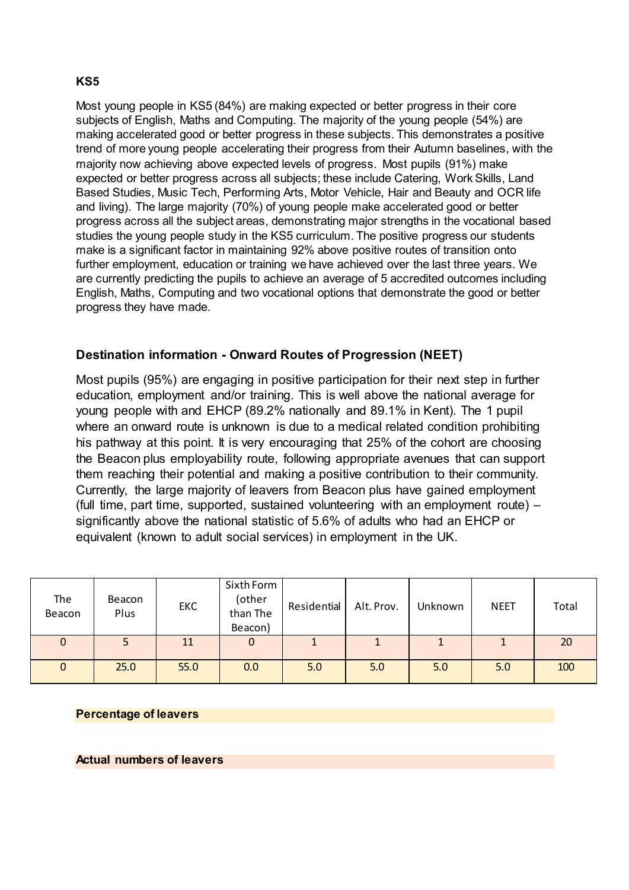**KS5**

Most young people in KS5 (84%) are making expected or better progress in their core subjects of English, Maths and Computing. The majority of the young people (54%) are making accelerated good or better progress in these subjects. This demonstrates a positive trend of more young people accelerating their progress from their Autumn baselines, with the majority now achieving above expected levels of progress. Most pupils (91%) make expected or better progress across all subjects; these include Catering, Work Skills, Land Based Studies, Music Tech, Performing Arts, Motor Vehicle, Hair and Beauty and OCR life and living). The large majority (70%) of young people make accelerated good or better progress across all the subject areas, demonstrating major strengths in the vocational based studies the young people study in the KS5 curriculum. The positive progress our students make is a significant factor in maintaining 92% above positive routes of transition onto further employment, education or training we have achieved over the last three years. We are currently predicting the pupils to achieve an average of 5 accredited outcomes including English, Maths, Computing and two vocational options that demonstrate the good or better progress they have made.

## Destination information - Onward Routes of Progression (NEET)

Most pupils (95%) are engaging in positive participation for their next step in further education, employment and/or training. This is well above the national average for young people with and EHCP (89.2% nationally and 89.1% in Kent). The 1 pupil where an onward route is unknown is due to a medical related condition prohibiting his pathway at this point. It is very encouraging that 25% of the cohort are choosing the Beacon plus employability route, following appropriate avenues that can support them reaching their potential and making a positive contribution to their community. Currently, the large majority of leavers from Beacon plus have gained employment (full time, part time, supported, sustained volunteering with an employment route) – significantly above the national statistic of 5.6% of adults who had an EHCP or equivalent (known to adult social services) in employment in the UK.

| The Beacon | Beacon Plus | EKC | Sixth Form (other than The Beacon) | Residential | Alt. Prov. | Unknown | NEET | Total |
|---|---|---|---|---|---|---|---|---|
| 0 | 5 | 11 | 0 | 1 | 1 | 1 | 1 | 20 |
| 0 | 25.0 | 55.0 | 0.0 | 5.0 | 5.0 | 5.0 | 5.0 | 100 |

**Percentage of leavers**

**Actual numbers of leavers**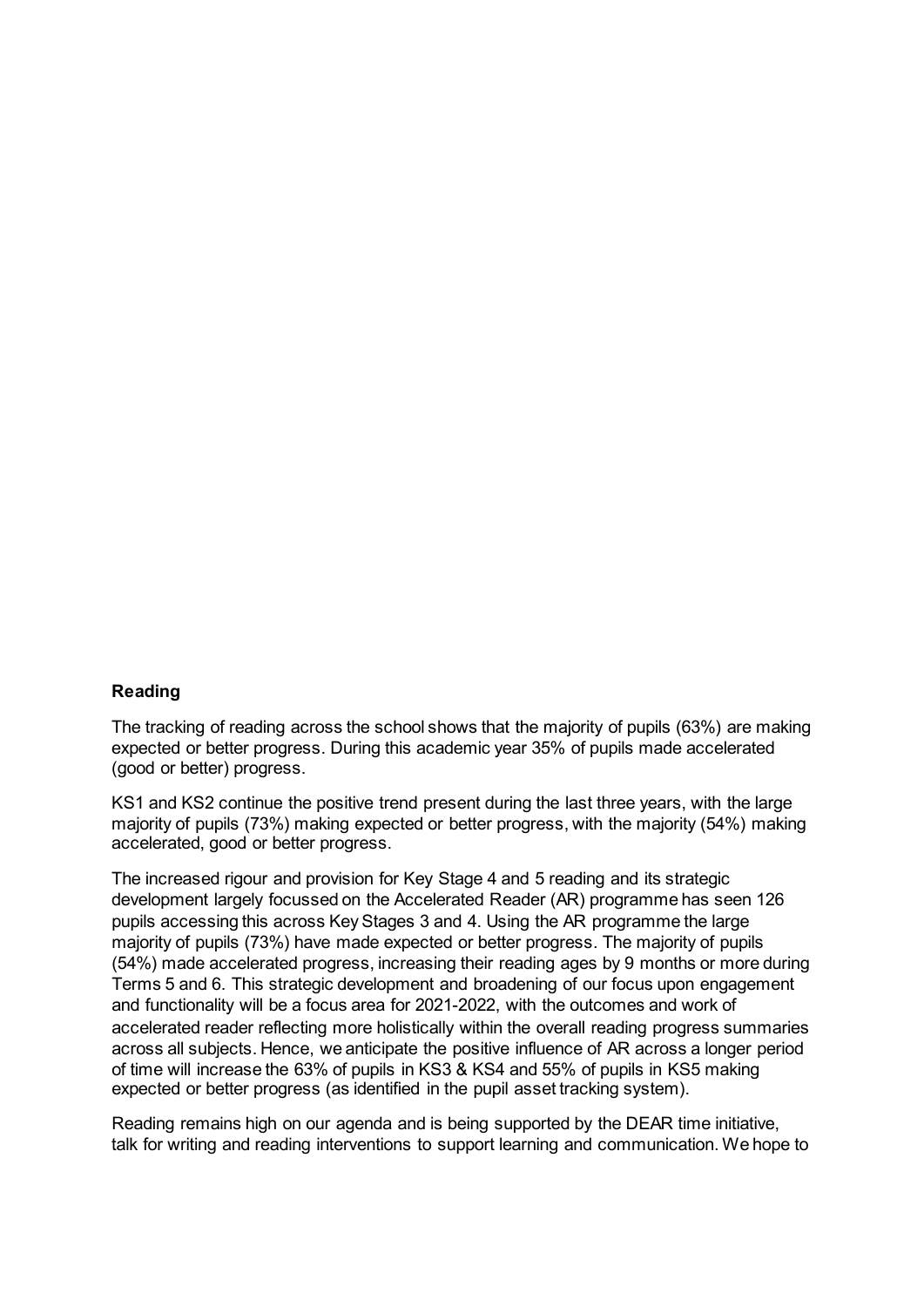**Reading**

The tracking of reading across the school shows that the majority of pupils (63%) are making expected or better progress. During this academic year 35% of pupils made accelerated (good or better) progress.

KS1 and KS2 continue the positive trend present during the last three years, with the large majority of pupils (73%) making expected or better progress, with the majority (54%) making accelerated, good or better progress.

The increased rigour and provision for Key Stage 4 and 5 reading and its strategic development largely focussed on the Accelerated Reader (AR) programme has seen 126 pupils accessing this across Key Stages 3 and 4. Using the AR programme the large majority of pupils (73%) have made expected or better progress. The majority of pupils (54%) made accelerated progress, increasing their reading ages by 9 months or more during Terms 5 and 6. This strategic development and broadening of our focus upon engagement and functionality will be a focus area for 2021-2022, with the outcomes and work of accelerated reader reflecting more holistically within the overall reading progress summaries across all subjects. Hence, we anticipate the positive influence of AR across a longer period of time will increase the 63% of pupils in KS3 & KS4 and 55% of pupils in KS5 making expected or better progress (as identified in the pupil asset tracking system).

Reading remains high on our agenda and is being supported by the DEAR time initiative, talk for writing and reading interventions to support learning and communication. We hope to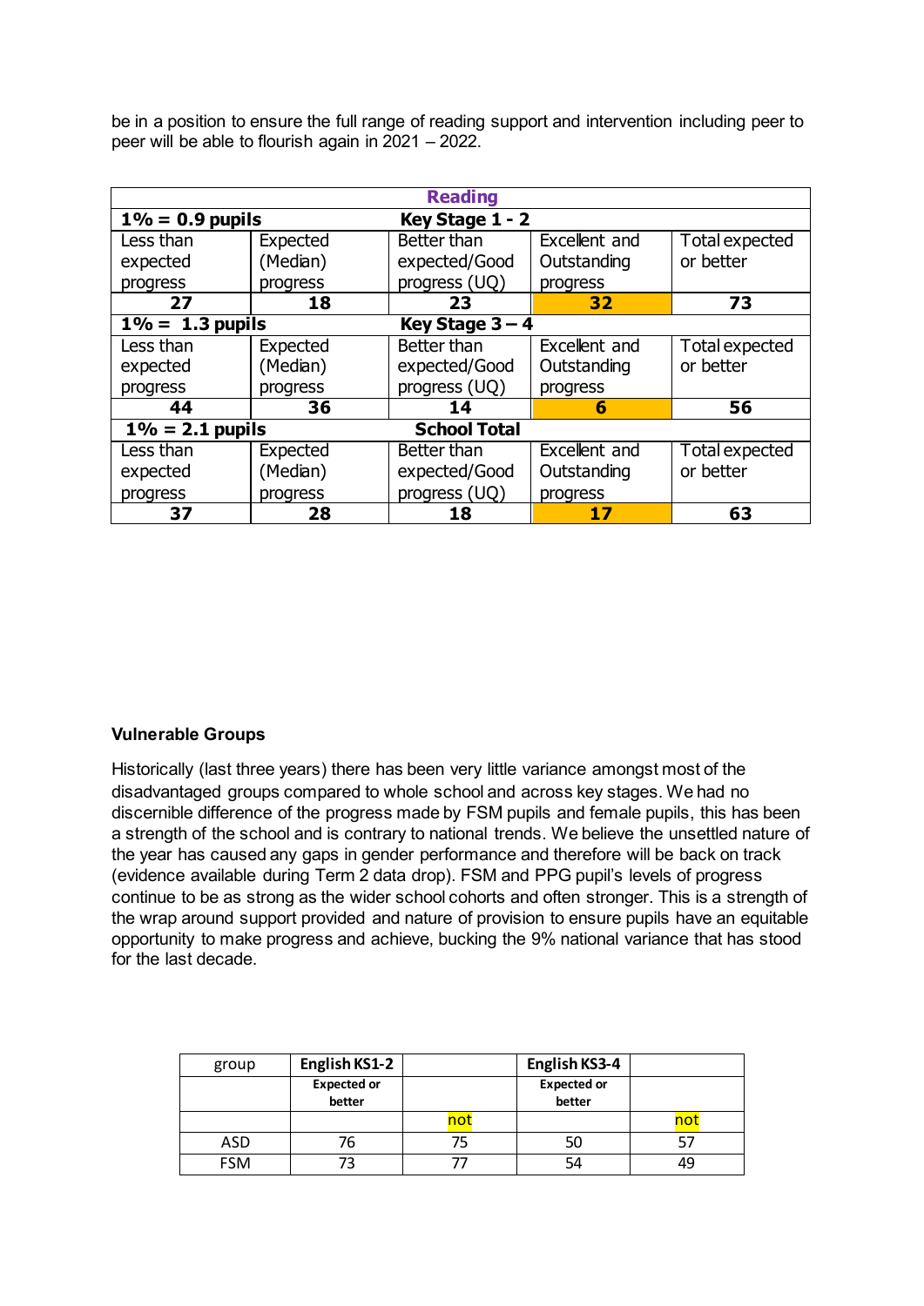be in a position to ensure the full range of reading support and intervention including peer to peer will be able to flourish again in 2021 – 2022.

| Reading | | | | |
|---|---|---|---|---|
| **1% = 0.9 pupils** | | **Key Stage 1 - 2** | | |
| Less than expected progress | Expected (Median) progress | Better than expected/Good progress (UQ) | Excellent and Outstanding progress | Total expected or better |
| **27** | **18** | **23** | **32** | **73** |
| **1% = 1.3 pupils** | | **Key Stage 3 – 4** | | |
| Less than expected progress | Expected (Median) progress | Better than expected/Good progress (UQ) | Excellent and Outstanding progress | Total expected or better |
| **44** | **36** | **14** | **6** | **56** |
| **1% = 2.1 pupils** | | **School Total** | | |
| Less than expected progress | Expected (Median) progress | Better than expected/Good progress (UQ) | Excellent and Outstanding progress | Total expected or better |
| **37** | **28** | **18** | **17** | **63** |

**Vulnerable Groups**

Historically (last three years) there has been very little variance amongst most of the disadvantaged groups compared to whole school and across key stages. We had no discernible difference of the progress made by FSM pupils and female pupils, this has been a strength of the school and is contrary to national trends. We believe the unsettled nature of the year has caused any gaps in gender performance and therefore will be back on track (evidence available during Term 2 data drop). FSM and PPG pupil's levels of progress continue to be as strong as the wider school cohorts and often stronger. This is a strength of the wrap around support provided and nature of provision to ensure pupils have an equitable opportunity to make progress and achieve, bucking the 9% national variance that has stood for the last decade.

| group | **English KS1-2** | | **English KS3-4** | |
|---|---|---|---|---|
| | **Expected or better** | | **Expected or better** | |
| | | not | | not |
| ASD | 76 | 75 | 50 | 57 |
| FSM | 73 | 77 | 54 | 49 |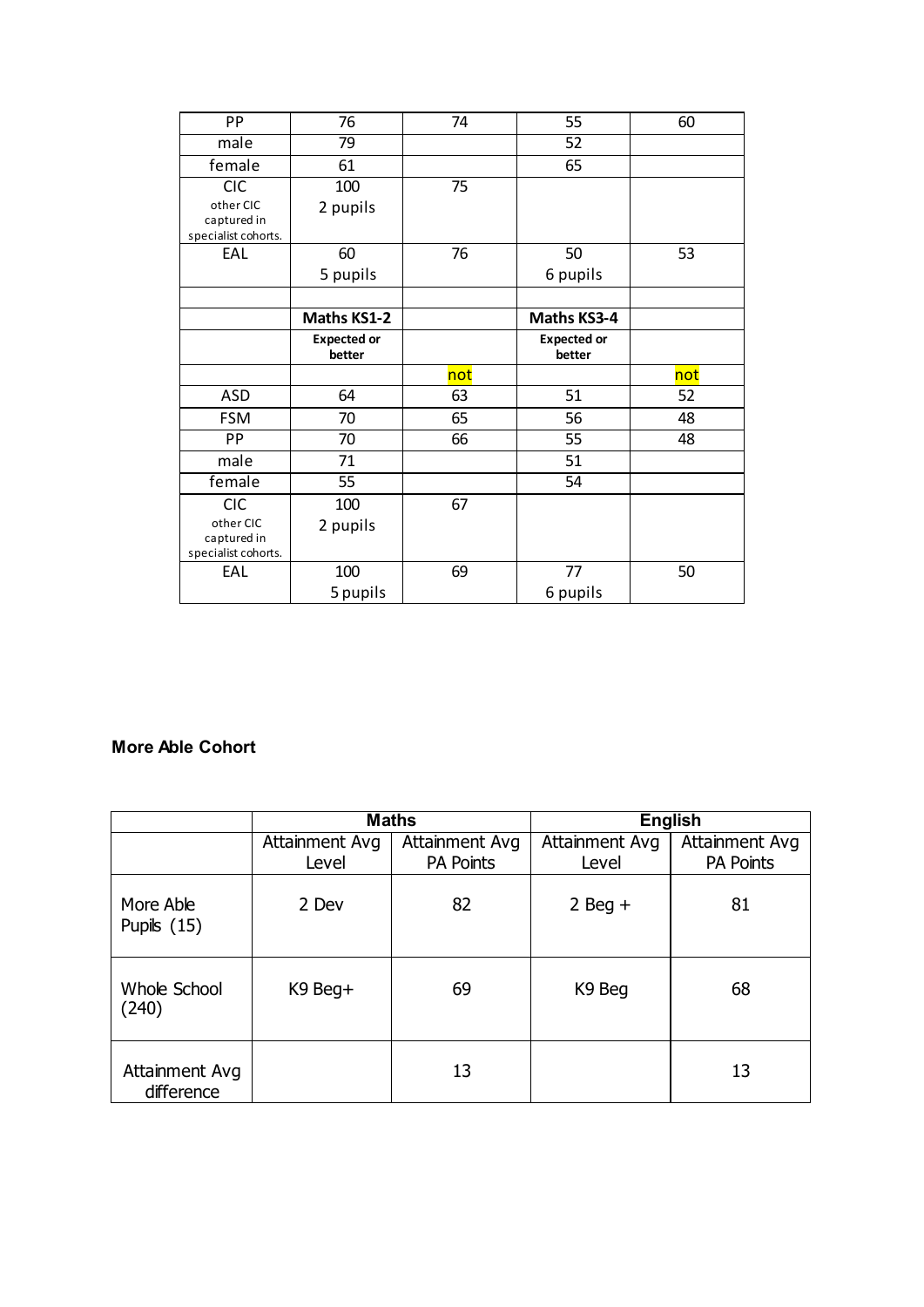| | | | | |
|---|---|---|---|---|
| PP | 76 | 74 | 55 | 60 |
| male | 79 | | 52 | |
| female | 61 | | 65 | |
| CIC<br>other CIC captured in specialist cohorts. | 100<br>2 pupils | 75 | | |
| EAL | 60<br>5 pupils | 76 | 50<br>6 pupils | 53 |
| | | | | |
| | **Maths KS1-2** | | **Maths KS3-4** | |
| | **Expected or better** | | **Expected or better** | |
| | | not | | not |
| ASD | 64 | 63 | 51 | 52 |
| FSM | 70 | 65 | 56 | 48 |
| PP | 70 | 66 | 55 | 48 |
| male | 71 | | 51 | |
| female | 55 | | 54 | |
| CIC<br>other CIC captured in specialist cohorts. | 100<br>2 pupils | 67 | | |
| EAL | 100<br>5 pupils | 69 | 77<br>6 pupils | 50 |

**More Able Cohort**

| | Maths | | English | |
|---|---|---|---|---|
| | Attainment Avg Level | Attainment Avg PA Points | Attainment Avg Level | Attainment Avg PA Points |
| More Able Pupils (15) | 2 Dev | 82 | 2 Beg + | 81 |
| Whole School (240) | K9 Beg+ | 69 | K9 Beg | 68 |
| Attainment Avg difference | | 13 | | 13 |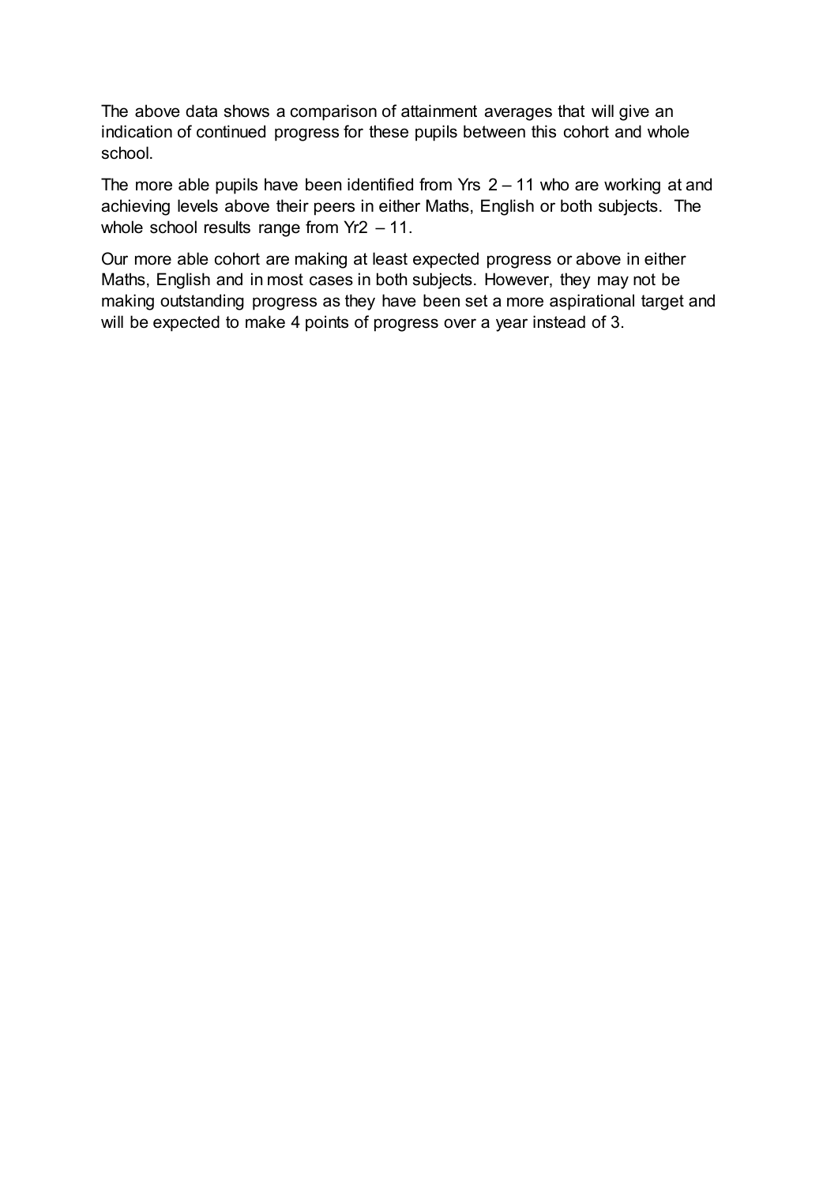The above data shows a comparison of attainment averages that will give an indication of continued progress for these pupils between this cohort and whole school.

The more able pupils have been identified from Yrs 2 – 11 who are working at and achieving levels above their peers in either Maths, English or both subjects. The whole school results range from Yr2 – 11.

Our more able cohort are making at least expected progress or above in either Maths, English and in most cases in both subjects. However, they may not be making outstanding progress as they have been set a more aspirational target and will be expected to make 4 points of progress over a year instead of 3.